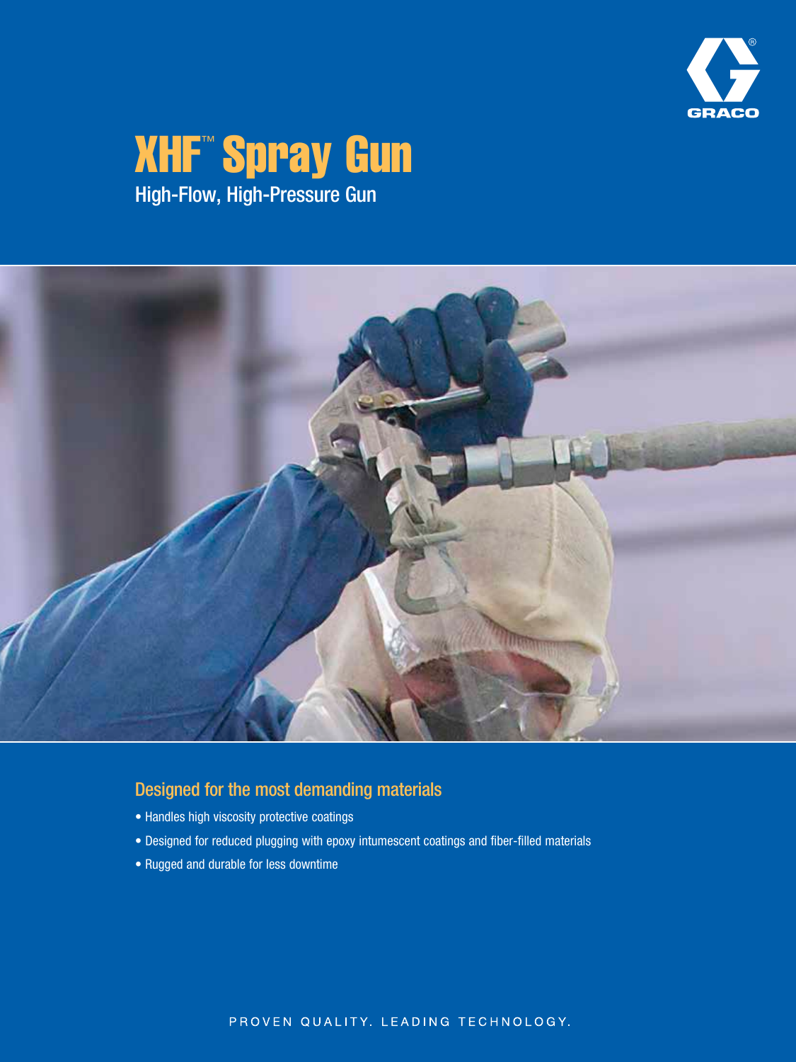GRACO

# XHF™ Spray Gun

## High-Flow, High-Pressure Gun

### Designed for the most demanding materials

- Handles high viscosity protective coatings
- Designed for reduced plugging with epoxy intumescent coatings and fiber-filled materials
- Rugged and durable for less downtime

PROVEN QUALITY. LEADING TECHNOLOGY.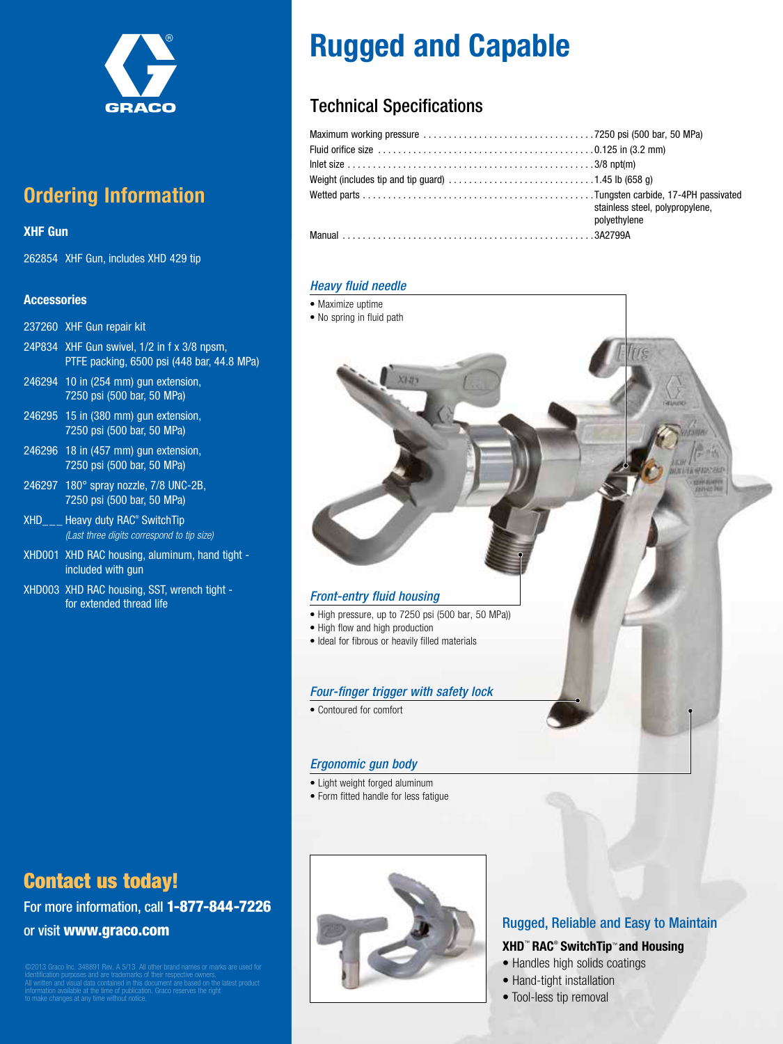# Ordering Information

### XHF Gun

262854 XHF Gun, includes XHD 429 tip

### Accessories

237260 XHF Gun repair kit

24P834 XHF Gun swivel, 1/2 in f x 3/8 npsm, PTFE packing, 6500 psi (448 bar, 44.8 MPa)

246294 10 in (254 mm) gun extension, 7250 psi (500 bar, 50 MPa)

246295 15 in (380 mm) gun extension, 7250 psi (500 bar, 50 MPa)

246296 18 in (457 mm) gun extension, 7250 psi (500 bar, 50 MPa)

246297 180° spray nozzle, 7/8 UNC-2B, 7250 psi (500 bar, 50 MPa)

XHD___ Heavy duty RAC® SwitchTip
*(Last three digits correspond to tip size)*

XHD001 XHD RAC housing, aluminum, hand tight - included with gun

XHD003 XHD RAC housing, SST, wrench tight - for extended thread life

## Contact us today!

For more information, call **1-877-844-7226**
or visit **www.graco.com**

©2013 Graco Inc. 348891 Rev. A 5/13. All other brand names or marks are used for identification purposes and are trademarks of their respective owners. All written and visual data contained in this document are based on the latest product information available at the time of publication. Graco reserves the right to make changes at any time without notice.

# Rugged and Capable

## Technical Specifications

| | |
|---|---|
| Maximum working pressure | 7250 psi (500 bar, 50 MPa) |
| Fluid orifice size | 0.125 in (3.2 mm) |
| Inlet size | 3/8 npt(m) |
| Weight (includes tip and tip guard) | 1.45 lb (658 g) |
| Wetted parts | Tungsten carbide, 17-4PH passivated stainless steel, polypropylene, polyethylene |
| Manual | 3A2799A |

### *Heavy fluid needle*

- Maximize uptime
- No spring in fluid path

### *Front-entry fluid housing*

- High pressure, up to 7250 psi (500 bar, 50 MPa))
- High flow and high production
- Ideal for fibrous or heavily filled materials

### *Four-finger trigger with safety lock*

- Contoured for comfort

### *Ergonomic gun body*

- Light weight forged aluminum
- Form fitted handle for less fatigue

### Rugged, Reliable and Easy to Maintain

**XHD™ RAC® SwitchTip™ and Housing**

- Handles high solids coatings
- Hand-tight installation
- Tool-less tip removal